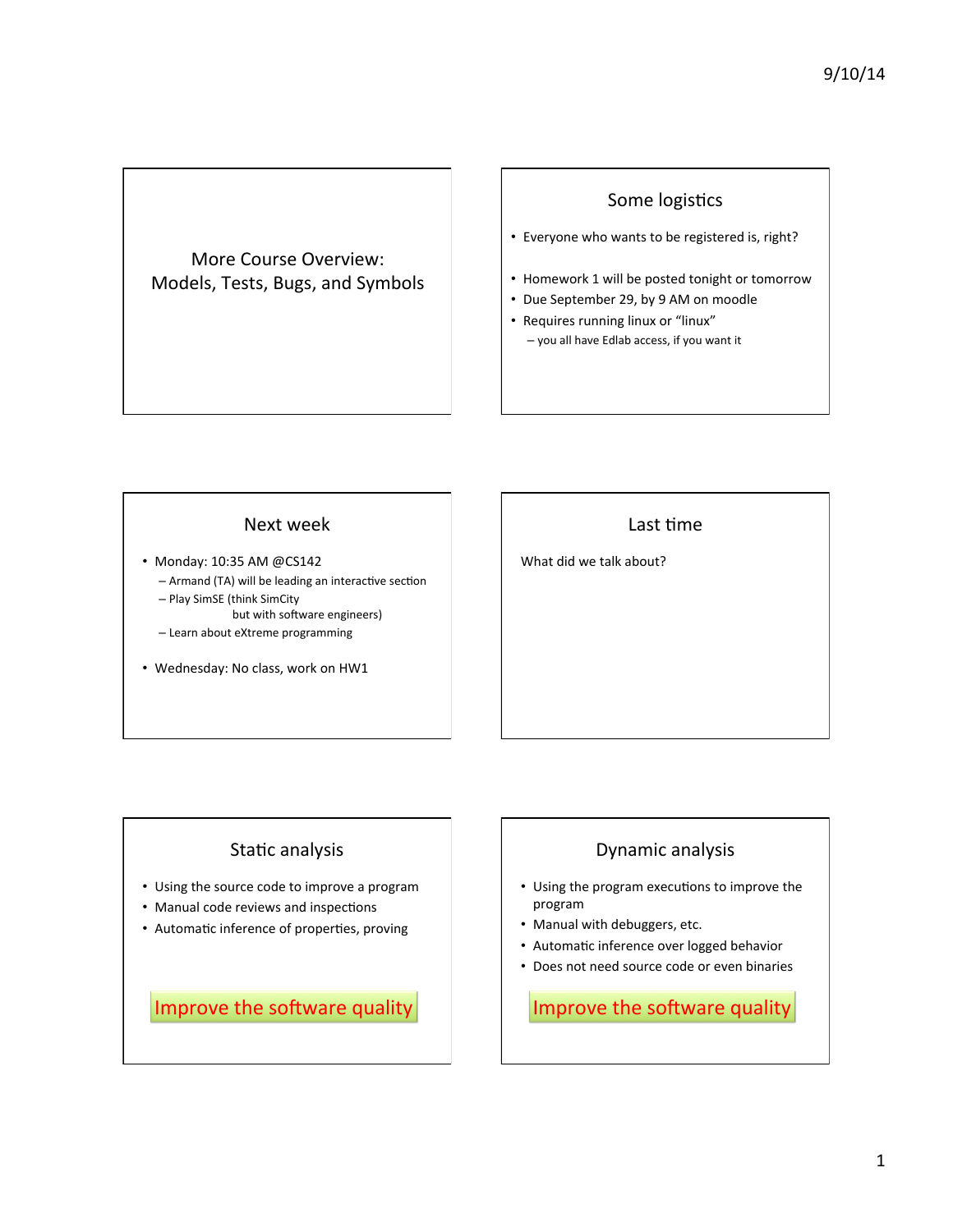# More Course Overview: Models, Tests, Bugs, and Symbols

## Some logistics

- Everyone who wants to be registered is, right?
- Homework 1 will be posted tonight or tomorrow
- Due September 29, by 9 AM on moodle
- Requires running linux or "linux"
  - you all have Edlab access, if you want it

## Next week

- Monday: 10:35 AM @CS142
  - Armand (TA) will be leading an interactive section
  - Play SimSE (think SimCity but with software engineers)
  - Learn about eXtreme programming
- Wednesday: No class, work on HW1

## Last time

What did we talk about?

## Static analysis

- Using the source code to improve a program
- Manual code reviews and inspections
- Automatic inference of properties, proving

Improve the software quality

## Dynamic analysis

- Using the program executions to improve the program
- Manual with debuggers, etc.
- Automatic inference over logged behavior
- Does not need source code or even binaries

Improve the software quality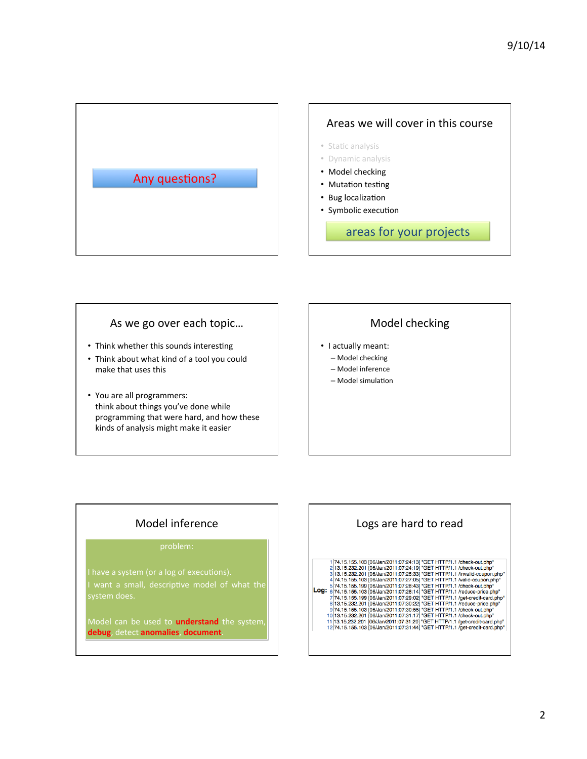Any questions?

## Areas we will cover in this course

- Static analysis
- Dynamic analysis
- Model checking
- Mutation testing
- Bug localization
- Symbolic execution

areas for your projects

## As we go over each topic…

- Think whether this sounds interesting
- Think about what kind of a tool you could make that uses this
- You are all programmers: think about things you've done while programming that were hard, and how these kinds of analysis might make it easier

## Model checking

- I actually meant:
  - Model checking
  - Model inference
  - Model simulation

## Model inference

problem:

I have a system (or a log of executions).
I want a small, descriptive model of what the system does.

Model can be used to **understand** the system, **debug**, detect **anomalies**, **document**.

## Logs are hard to read

Log:

```
1  74.15.155.103 [06/Jan/2011:07:24:13] "GET HTTP/1.1 /check-out.php"
2  13.15.232.201 [06/Jan/2011:07:24:19] "GET HTTP/1.1 /check-out.php"
3  13.15.232.201 [06/Jan/2011:07:25:33] "GET HTTP/1.1 /invalid-coupon.php"
4  74.15.155.103 [06/Jan/2011:07:27:05] "GET HTTP/1.1 /valid-coupon.php"
5  74.15.155.199 [06/Jan/2011:07:28:43] "GET HTTP/1.1 /check-out.php"
6  74.15.155.103 [06/Jan/2011:07:28:14] "GET HTTP/1.1 /reduce-price.php"
7  74.15.155.199 [06/Jan/2011:07:29:02] "GET HTTP/1.1 /get-credit-card.php"
8  13.15.232.201 [06/Jan/2011:07:30:22] "GET HTTP/1.1 /reduce-price.php"
9  74.15.155.103 [06/Jan/2011:07:30:55] "GET HTTP/1.1 /check-out.php"
10 13.15.232.201 [06/Jan/2011:07:31:17] "GET HTTP/1.1 /check-out.php"
11 13.15.232.201 [06/Jan/2011:07:31:20] "GET HTTP/1.1 /get-credit-card.php"
12 74.15.155.103 [06/Jan/2011:07:31:44] "GET HTTP/1.1 /get-credit-card.php"
```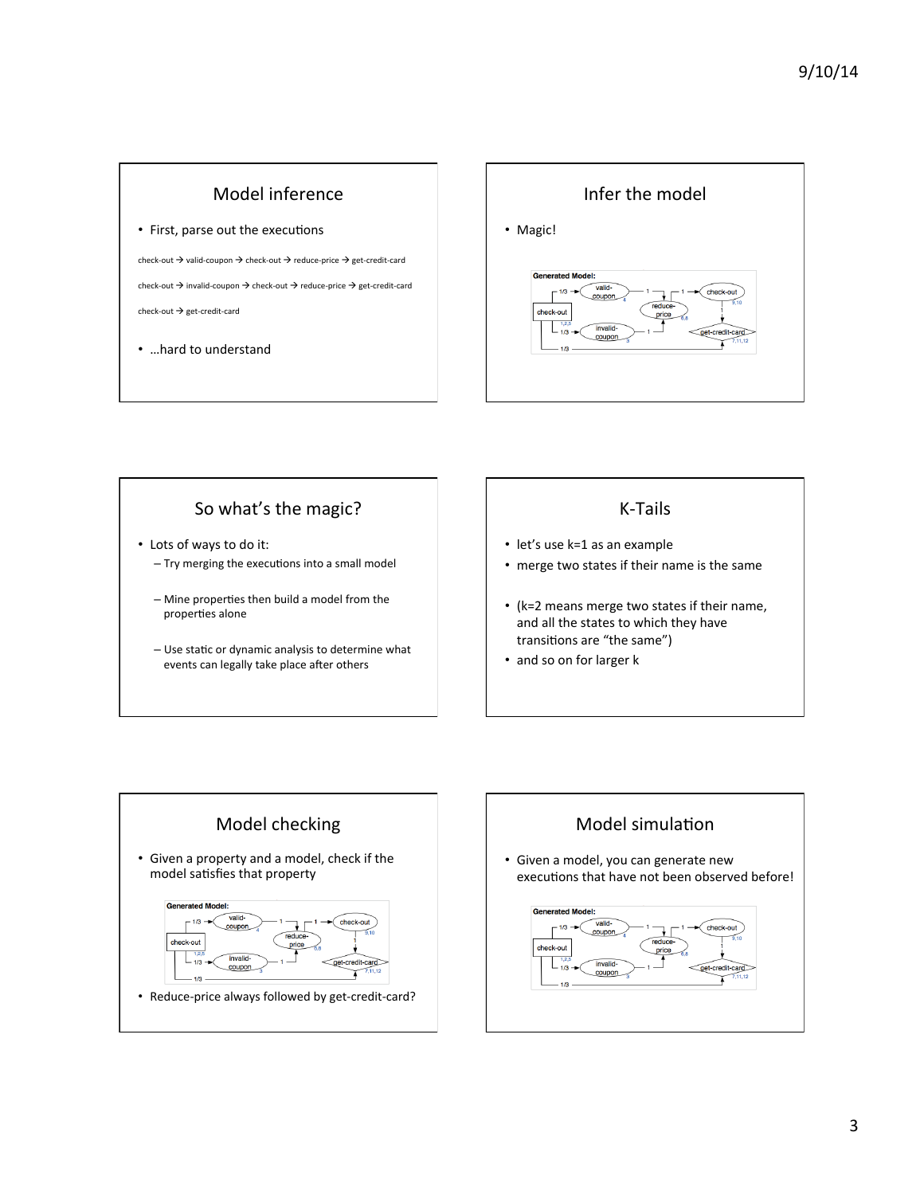## Model inference

- First, parse out the executions

check-out → valid-coupon → check-out → reduce-price → get-credit-card

check-out → invalid-coupon → check-out → reduce-price → get-credit-card

check-out → get-credit-card

- …hard to understand

## Infer the model

- Magic!

Generated Model:

## So what's the magic?

- Lots of ways to do it:
  - Try merging the executions into a small model
  - Mine properties then build a model from the properties alone
  - Use static or dynamic analysis to determine what events can legally take place after others

## K-Tails

- let's use k=1 as an example
- merge two states if their name is the same
- (k=2 means merge two states if their name, and all the states to which they have transitions are "the same")
- and so on for larger k

## Model checking

- Given a property and a model, check if the model satisfies that property

Generated Model:

- Reduce-price always followed by get-credit-card?

## Model simulation

- Given a model, you can generate new executions that have not been observed before!

Generated Model: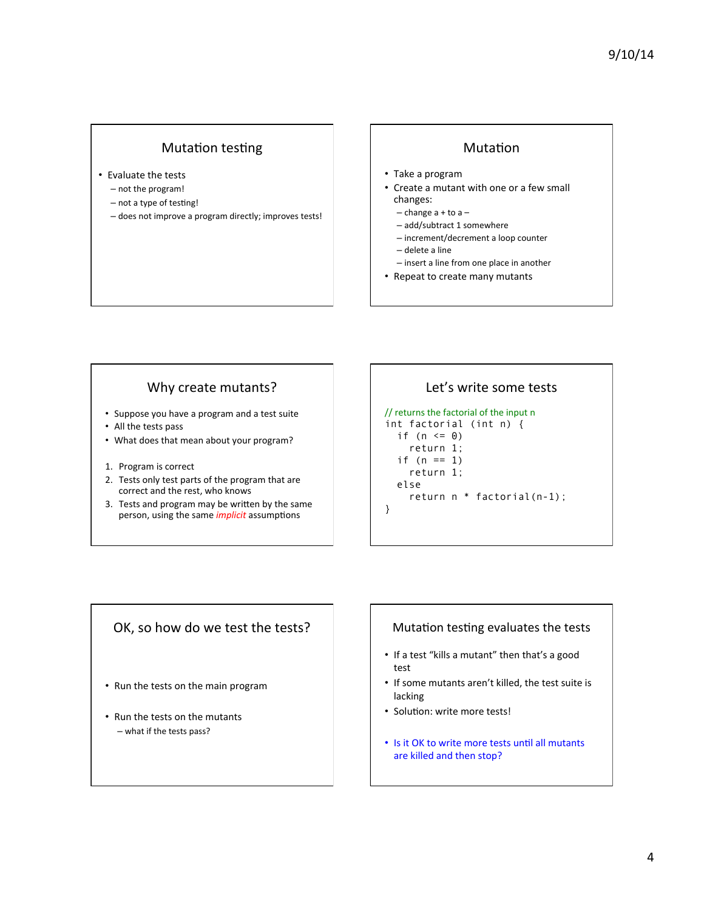## Mutation testing

- Evaluate the tests
  - not the program!
  - not a type of testing!
  - does not improve a program directly; improves tests!

## Mutation

- Take a program
- Create a mutant with one or a few small changes:
  - change a + to a –
  - add/subtract 1 somewhere
  - increment/decrement a loop counter
  - delete a line
  - insert a line from one place in another
- Repeat to create many mutants

## Why create mutants?

- Suppose you have a program and a test suite
- All the tests pass
- What does that mean about your program?

1. Program is correct
2. Tests only test parts of the program that are correct and the rest, who knows
3. Tests and program may be written by the same person, using the same *implicit* assumptions

## Let's write some tests

```
// returns the factorial of the input n
int factorial (int n) {
   if (n <= 0)
     return 1;
   if (n == 1)
     return 1;
   else
     return n * factorial(n-1);
}
```

## OK, so how do we test the tests?

- Run the tests on the main program
- Run the tests on the mutants
  - what if the tests pass?

## Mutation testing evaluates the tests

- If a test "kills a mutant" then that's a good test
- If some mutants aren't killed, the test suite is lacking
- Solution: write more tests!
- Is it OK to write more tests until all mutants are killed and then stop?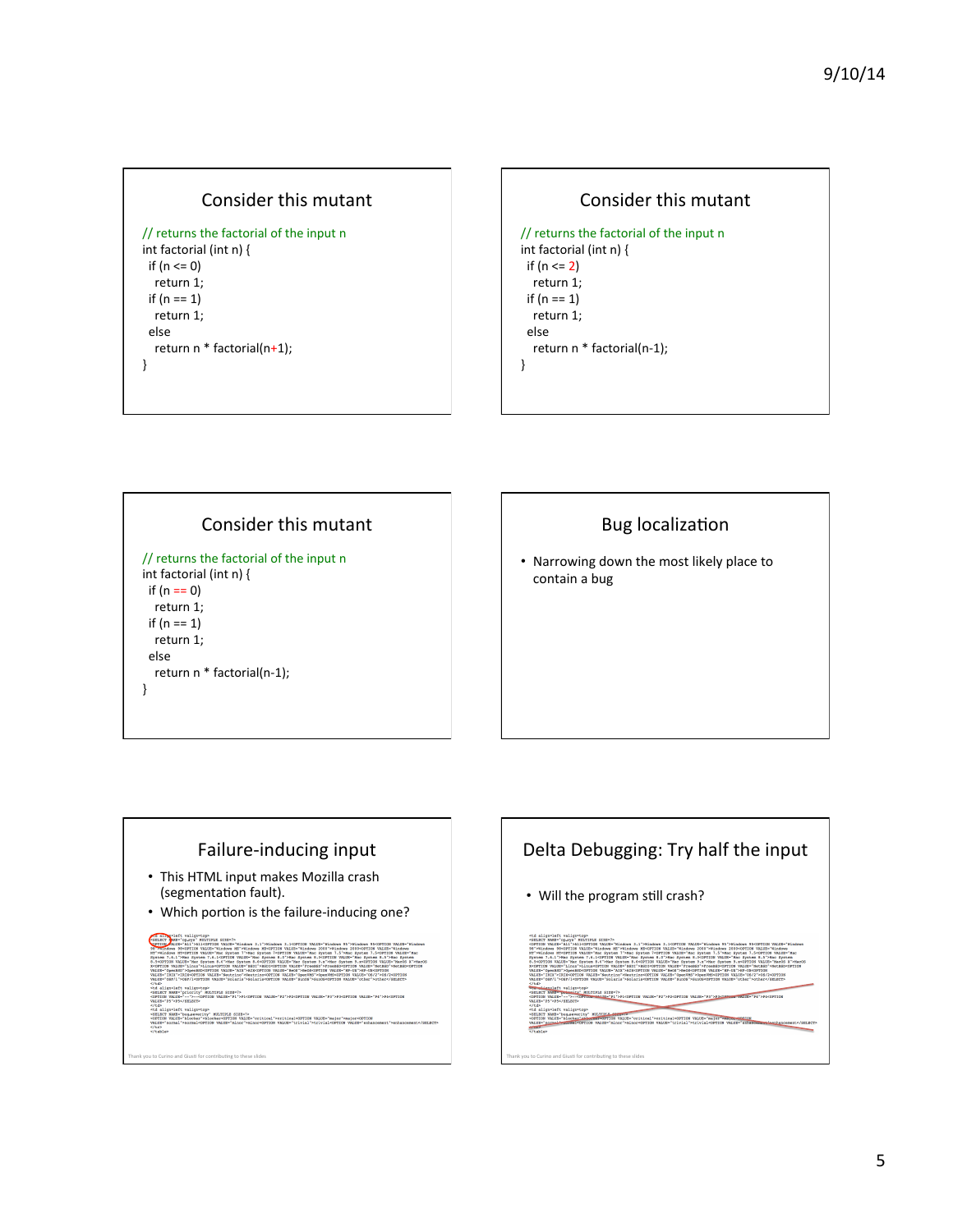## Consider this mutant

```
// returns the factorial of the input n
int factorial (int n) {
  if (n <= 0)
    return 1;
  if (n == 1)
    return 1;
  else
    return n * factorial(n+1);
}
```

## Consider this mutant

```
// returns the factorial of the input n
int factorial (int n) {
  if (n <= 2)
    return 1;
  if (n == 1)
    return 1;
  else
    return n * factorial(n-1);
}
```

## Consider this mutant

```
// returns the factorial of the input n
int factorial (int n) {
  if (n == 0)
    return 1;
  if (n == 1)
    return 1;
  else
    return n * factorial(n-1);
}
```

## Bug localization

- Narrowing down the most likely place to contain a bug

## Failure-inducing input

- This HTML input makes Mozilla crash (segmentation fault).
- Which portion is the failure-inducing one?

Thank you to Curino and Giusti for contributing to these slides

## Delta Debugging: Try half the input

- Will the program still crash?

Thank you to Curino and Giusti for contributing to these slides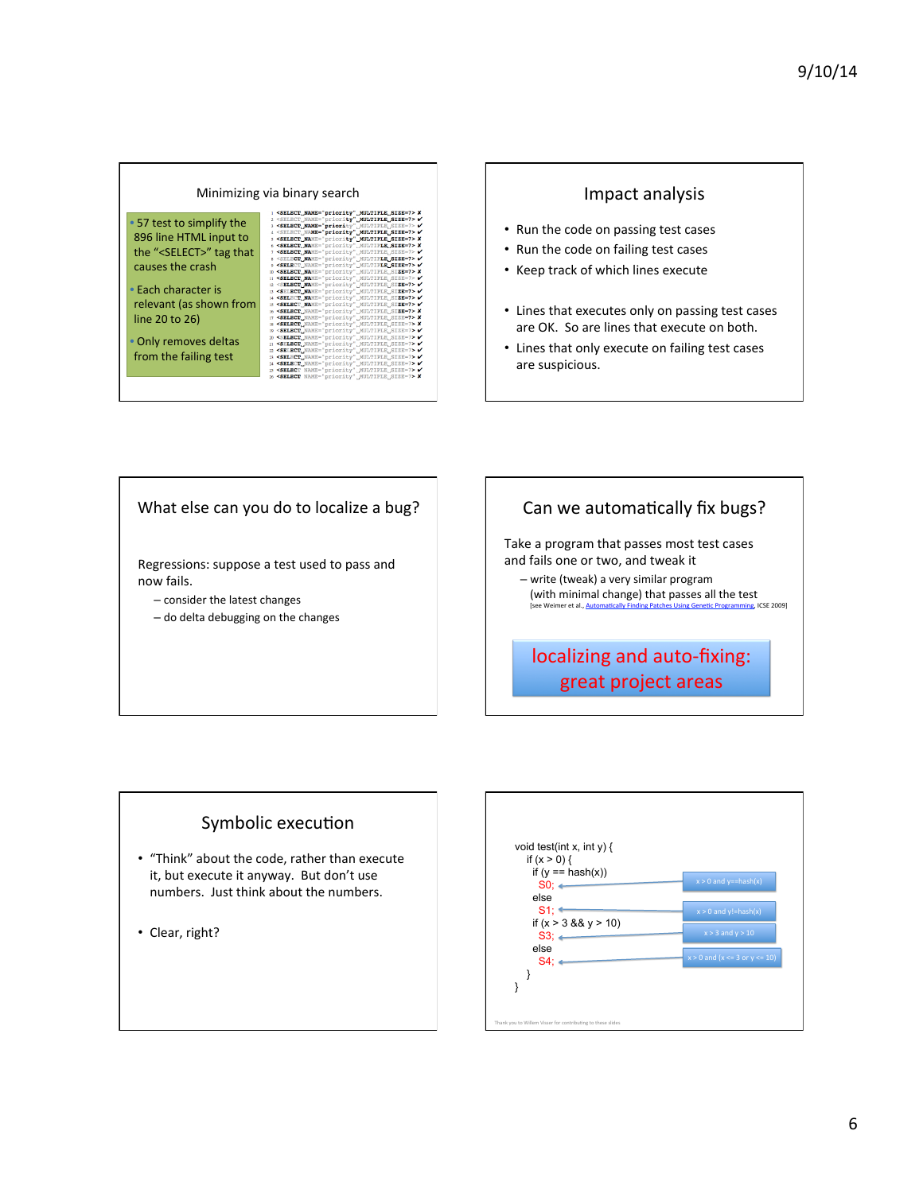## Minimizing via binary search

- 57 test to simplify the 896 line HTML input to the "<SELECT>" tag that causes the crash
- Each character is relevant (as shown from line 20 to 26)
- Only removes deltas from the failing test

```
1  <SELECT_NAME="priority"_MULTIPLE_SIZE=7> ✗
2  <SELECT_NAME="priority"_MULTIPLE_SIZE=7> ✔
3  <SELECT_NAME="priority"_MULTIPLE_SIZE=7> ✔
4  <SELECT_NAME="priority"_MULTIPLE_SIZE=7> ✔
5  <SELECT_NAME="priority"_MULTIPLE_SIZE=7> ✗
6  <SELECT_NAME="priority"_MULTIPLE_SIZE=7> ✗
7  <SELECT_NAME="priority"_MULTIPLE_SIZE=7> ✔
8  <SELECT_NAME="priority"_MULTIPLE_SIZE=7> ✔
9  <SELECT_NAME="priority"_MULTIPLE_SIZE=7> ✔
10 <SELECT_NAME="priority"_MULTIPLE_SIZE=7> ✗
11 <SELECT_NAME="priority"_MULTIPLE_SIZE=7> ✔
12 <SELECT_NAME="priority"_MULTIPLE_SIZE=7> ✔
13 <SELECT_NAME="priority"_MULTIPLE_SIZE=7> ✔
14 <SELECT_NAME="priority"_MULTIPLE_SIZE=7> ✔
15 <SELECT_NAME="priority"_MULTIPLE_SIZE=7> ✔
16 <SELECT_NAME="priority"_MULTIPLE_SIZE=7> ✗
17 <SELECT_NAME="priority"_MULTIPLE_SIZE=7> ✗
18 <SELECT_NAME="priority"_MULTIPLE_SIZE=7> ✗
19 <SELECT_NAME="priority"_MULTIPLE_SIZE=7> ✗
20 <SELECT_NAME="priority"_MULTIPLE_SIZE=7> ✔
21 <SELECT_NAME="priority"_MULTIPLE_SIZE=7> ✔
22 <SELECT_NAME="priority"_MULTIPLE_SIZE=7> ✔
23 <SELECT_NAME="priority"_MULTIPLE_SIZE=7> ✔
24 <SELECT_NAME="priority"_MULTIPLE_SIZE=7> ✔
25 <SELECT_NAME="priority"_MULTIPLE_SIZE=7> ✔
26 <SELECT_NAME="priority"_MULTIPLE_SIZE=7> ✗
```

## Impact analysis

- Run the code on passing test cases
- Run the code on failing test cases
- Keep track of which lines execute

- Lines that executes only on passing test cases are OK. So are lines that execute on both.
- Lines that only execute on failing test cases are suspicious.

## What else can you do to localize a bug?

Regressions: suppose a test used to pass and now fails.

- consider the latest changes
- do delta debugging on the changes

## Can we automatically fix bugs?

Take a program that passes most test cases and fails one or two, and tweak it

- write (tweak) a very similar program (with minimal change) that passes all the test

[see Weimer et al., Automatically Finding Patches Using Genetic Programming, ICSE 2009]

**localizing and auto-fixing: great project areas**

## Symbolic execution

- "Think" about the code, rather than execute it, but execute it anyway. But don't use numbers. Just think about the numbers.

- Clear, right?

```
void test(int x, int y) {
  if (x > 0) {
    if (y == hash(x))
      S0;        // x > 0 and y==hash(x)
    else
      S1;        // x > 0 and y!=hash(x)
    if (x > 3 && y > 10)
      S3;        // x > 3 and y > 10
    else
      S4;        // x > 0 and (x <= 3 or y <= 10)
  }
}
```

Thank you to Willem Visser for contributing to these slides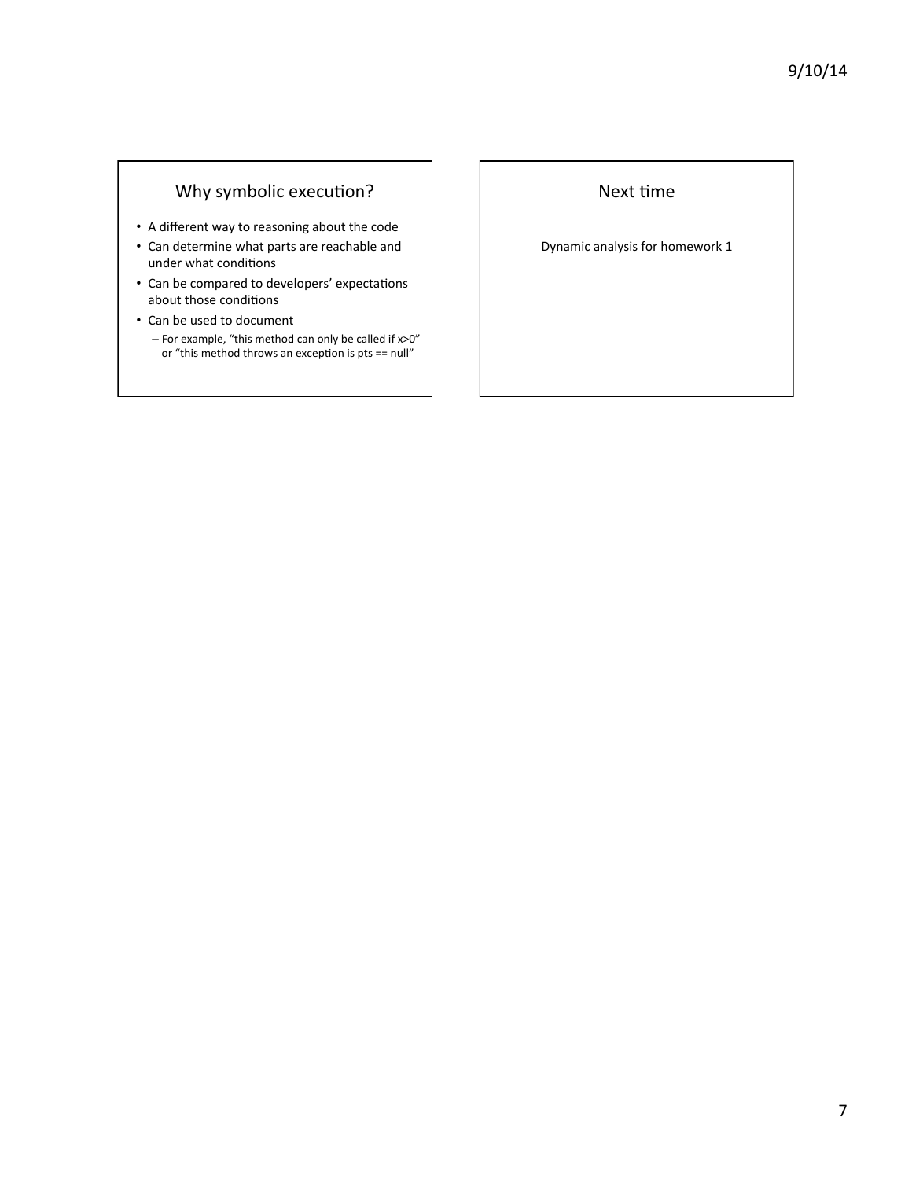## Why symbolic execution?

- A different way to reasoning about the code
- Can determine what parts are reachable and under what conditions
- Can be compared to developers' expectations about those conditions
- Can be used to document
  - For example, "this method can only be called if x>0" or "this method throws an exception is pts == null"

## Next time

Dynamic analysis for homework 1